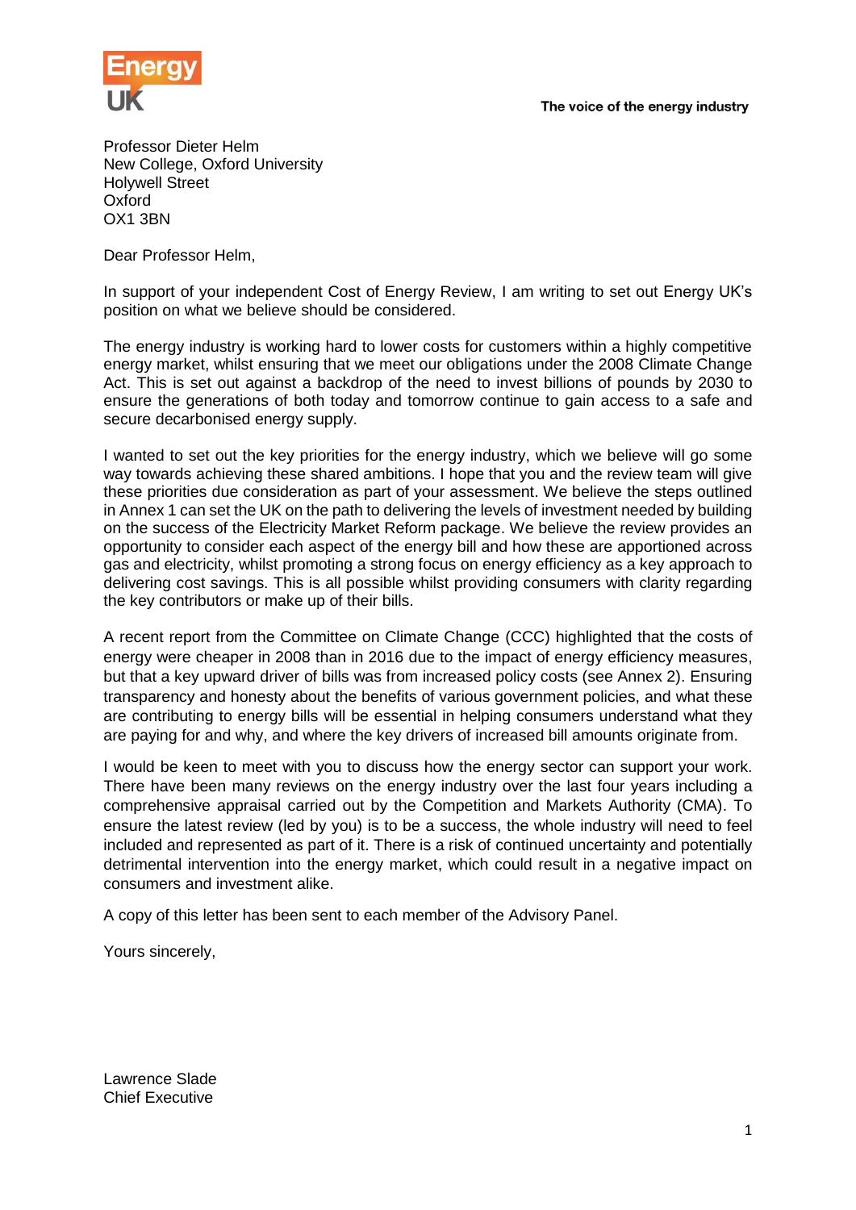The voice of the energy industry

Professor Dieter Helm
New College, Oxford University
Holywell Street
Oxford
OX1 3BN

Dear Professor Helm,

In support of your independent Cost of Energy Review, I am writing to set out Energy UK's position on what we believe should be considered.

The energy industry is working hard to lower costs for customers within a highly competitive energy market, whilst ensuring that we meet our obligations under the 2008 Climate Change Act. This is set out against a backdrop of the need to invest billions of pounds by 2030 to ensure the generations of both today and tomorrow continue to gain access to a safe and secure decarbonised energy supply.

I wanted to set out the key priorities for the energy industry, which we believe will go some way towards achieving these shared ambitions. I hope that you and the review team will give these priorities due consideration as part of your assessment. We believe the steps outlined in Annex 1 can set the UK on the path to delivering the levels of investment needed by building on the success of the Electricity Market Reform package. We believe the review provides an opportunity to consider each aspect of the energy bill and how these are apportioned across gas and electricity, whilst promoting a strong focus on energy efficiency as a key approach to delivering cost savings. This is all possible whilst providing consumers with clarity regarding the key contributors or make up of their bills.

A recent report from the Committee on Climate Change (CCC) highlighted that the costs of energy were cheaper in 2008 than in 2016 due to the impact of energy efficiency measures, but that a key upward driver of bills was from increased policy costs (see Annex 2). Ensuring transparency and honesty about the benefits of various government policies, and what these are contributing to energy bills will be essential in helping consumers understand what they are paying for and why, and where the key drivers of increased bill amounts originate from.

I would be keen to meet with you to discuss how the energy sector can support your work. There have been many reviews on the energy industry over the last four years including a comprehensive appraisal carried out by the Competition and Markets Authority (CMA). To ensure the latest review (led by you) is to be a success, the whole industry will need to feel included and represented as part of it. There is a risk of continued uncertainty and potentially detrimental intervention into the energy market, which could result in a negative impact on consumers and investment alike.

A copy of this letter has been sent to each member of the Advisory Panel.

Yours sincerely,

Lawrence Slade
Chief Executive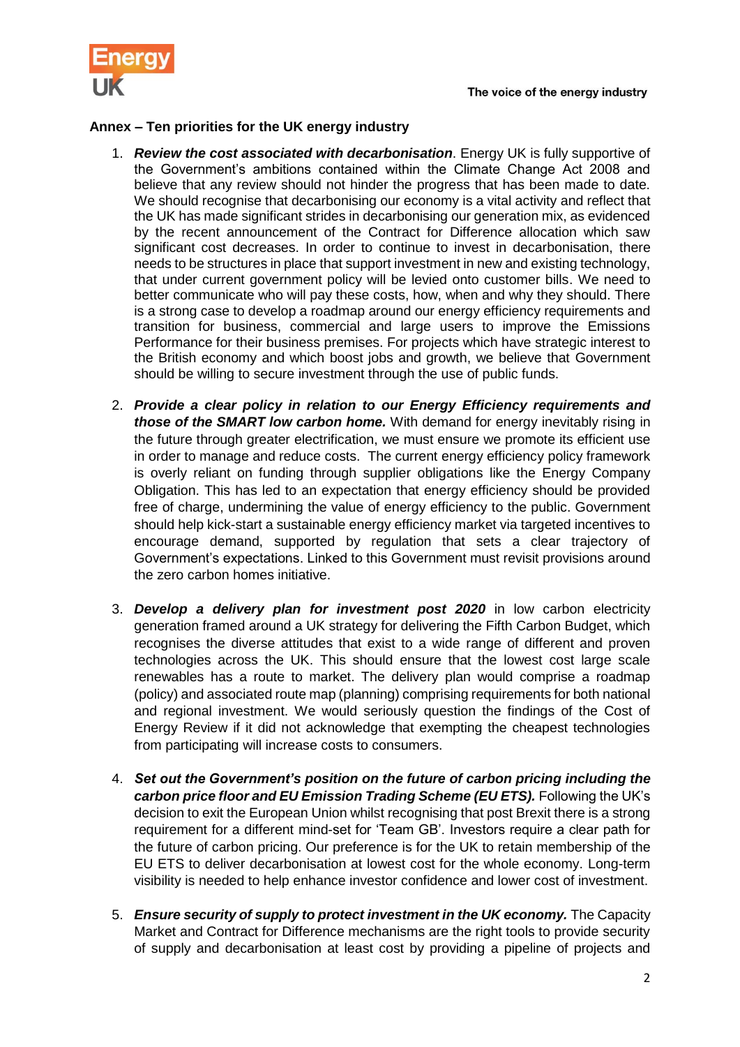**Annex – Ten priorities for the UK energy industry**

1. ***Review the cost associated with decarbonisation***. Energy UK is fully supportive of the Government's ambitions contained within the Climate Change Act 2008 and believe that any review should not hinder the progress that has been made to date. We should recognise that decarbonising our economy is a vital activity and reflect that the UK has made significant strides in decarbonising our generation mix, as evidenced by the recent announcement of the Contract for Difference allocation which saw significant cost decreases. In order to continue to invest in decarbonisation, there needs to be structures in place that support investment in new and existing technology, that under current government policy will be levied onto customer bills. We need to better communicate who will pay these costs, how, when and why they should. There is a strong case to develop a roadmap around our energy efficiency requirements and transition for business, commercial and large users to improve the Emissions Performance for their business premises. For projects which have strategic interest to the British economy and which boost jobs and growth, we believe that Government should be willing to secure investment through the use of public funds.

2. ***Provide a clear policy in relation to our Energy Efficiency requirements and those of the SMART low carbon home.*** With demand for energy inevitably rising in the future through greater electrification, we must ensure we promote its efficient use in order to manage and reduce costs. The current energy efficiency policy framework is overly reliant on funding through supplier obligations like the Energy Company Obligation. This has led to an expectation that energy efficiency should be provided free of charge, undermining the value of energy efficiency to the public. Government should help kick-start a sustainable energy efficiency market via targeted incentives to encourage demand, supported by regulation that sets a clear trajectory of Government's expectations. Linked to this Government must revisit provisions around the zero carbon homes initiative.

3. ***Develop a delivery plan for investment post 2020*** in low carbon electricity generation framed around a UK strategy for delivering the Fifth Carbon Budget, which recognises the diverse attitudes that exist to a wide range of different and proven technologies across the UK. This should ensure that the lowest cost large scale renewables has a route to market. The delivery plan would comprise a roadmap (policy) and associated route map (planning) comprising requirements for both national and regional investment. We would seriously question the findings of the Cost of Energy Review if it did not acknowledge that exempting the cheapest technologies from participating will increase costs to consumers.

4. ***Set out the Government's position on the future of carbon pricing including the carbon price floor and EU Emission Trading Scheme (EU ETS).*** Following the UK's decision to exit the European Union whilst recognising that post Brexit there is a strong requirement for a different mind-set for 'Team GB'. Investors require a clear path for the future of carbon pricing. Our preference is for the UK to retain membership of the EU ETS to deliver decarbonisation at lowest cost for the whole economy. Long-term visibility is needed to help enhance investor confidence and lower cost of investment.

5. ***Ensure security of supply to protect investment in the UK economy.*** The Capacity Market and Contract for Difference mechanisms are the right tools to provide security of supply and decarbonisation at least cost by providing a pipeline of projects and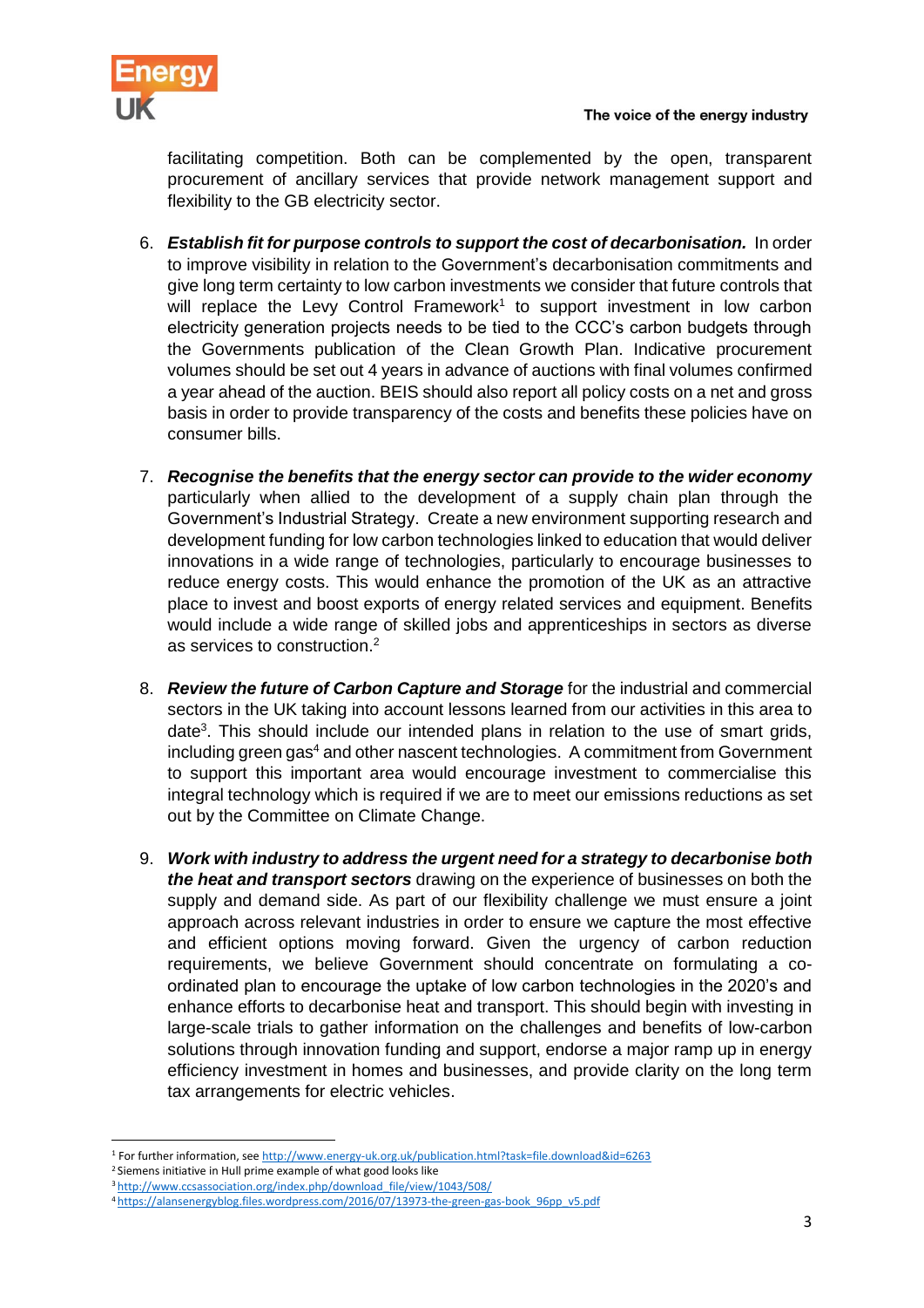facilitating competition. Both can be complemented by the open, transparent procurement of ancillary services that provide network management support and flexibility to the GB electricity sector.

6. ***Establish fit for purpose controls to support the cost of decarbonisation.*** In order to improve visibility in relation to the Government's decarbonisation commitments and give long term certainty to low carbon investments we consider that future controls that will replace the Levy Control Framework[1] to support investment in low carbon electricity generation projects needs to be tied to the CCC's carbon budgets through the Governments publication of the Clean Growth Plan. Indicative procurement volumes should be set out 4 years in advance of auctions with final volumes confirmed a year ahead of the auction. BEIS should also report all policy costs on a net and gross basis in order to provide transparency of the costs and benefits these policies have on consumer bills.

7. ***Recognise the benefits that the energy sector can provide to the wider economy*** particularly when allied to the development of a supply chain plan through the Government's Industrial Strategy. Create a new environment supporting research and development funding for low carbon technologies linked to education that would deliver innovations in a wide range of technologies, particularly to encourage businesses to reduce energy costs. This would enhance the promotion of the UK as an attractive place to invest and boost exports of energy related services and equipment. Benefits would include a wide range of skilled jobs and apprenticeships in sectors as diverse as services to construction.[2]

8. ***Review the future of Carbon Capture and Storage*** for the industrial and commercial sectors in the UK taking into account lessons learned from our activities in this area to date[3]. This should include our intended plans in relation to the use of smart grids, including green gas[4] and other nascent technologies. A commitment from Government to support this important area would encourage investment to commercialise this integral technology which is required if we are to meet our emissions reductions as set out by the Committee on Climate Change.

9. ***Work with industry to address the urgent need for a strategy to decarbonise both the heat and transport sectors*** drawing on the experience of businesses on both the supply and demand side. As part of our flexibility challenge we must ensure a joint approach across relevant industries in order to ensure we capture the most effective and efficient options moving forward. Given the urgency of carbon reduction requirements, we believe Government should concentrate on formulating a co-ordinated plan to encourage the uptake of low carbon technologies in the 2020's and enhance efforts to decarbonise heat and transport. This should begin with investing in large-scale trials to gather information on the challenges and benefits of low-carbon solutions through innovation funding and support, endorse a major ramp up in energy efficiency investment in homes and businesses, and provide clarity on the long term tax arrangements for electric vehicles.

---

[1] For further information, see http://www.energy-uk.org.uk/publication.html?task=file.download&id=6263

[2] Siemens initiative in Hull prime example of what good looks like

[3] http://www.ccsassociation.org/index.php/download_file/view/1043/508/

[4] https://alansenergyblog.files.wordpress.com/2016/07/13973-the-green-gas-book_96pp_v5.pdf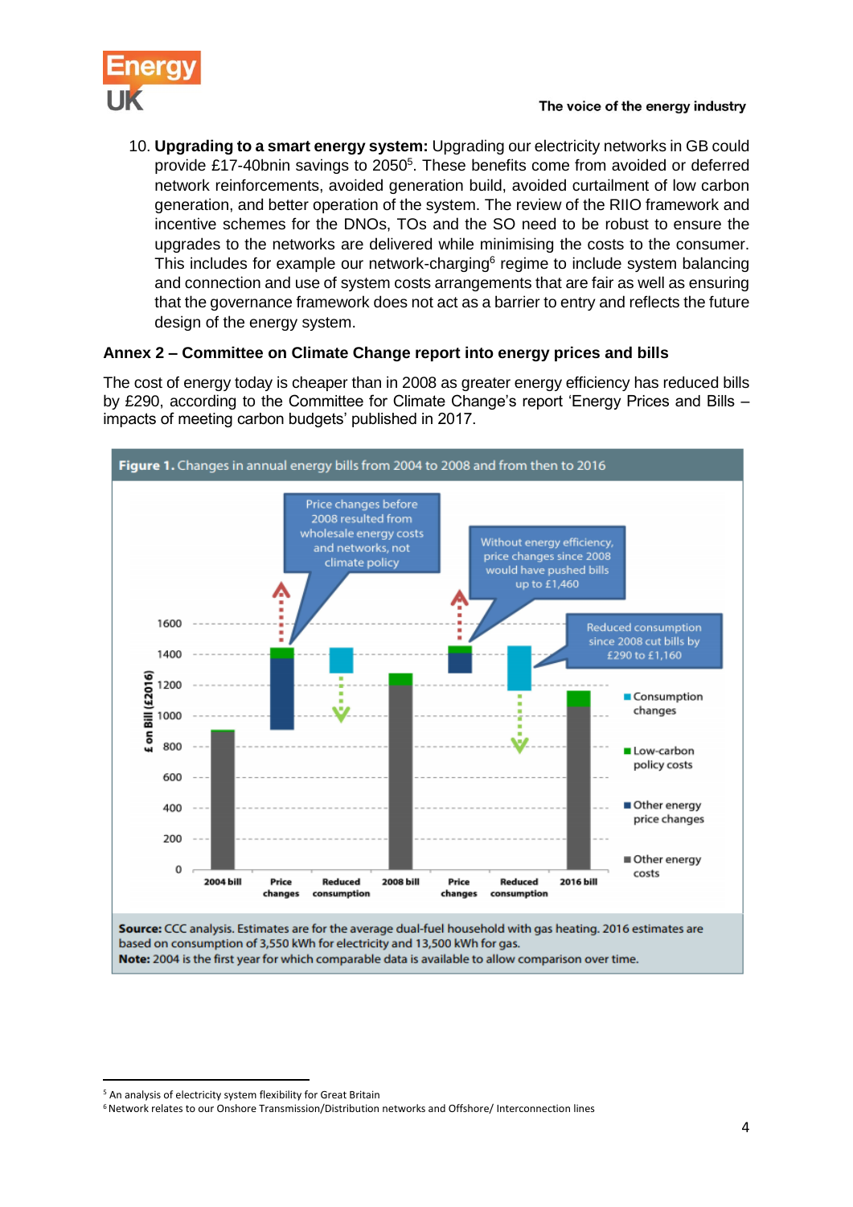10. **Upgrading to a smart energy system:** Upgrading our electricity networks in GB could provide £17-40bnin savings to 2050[5]. These benefits come from avoided or deferred network reinforcements, avoided generation build, avoided curtailment of low carbon generation, and better operation of the system. The review of the RIIO framework and incentive schemes for the DNOs, TOs and the SO need to be robust to ensure the upgrades to the networks are delivered while minimising the costs to the consumer. This includes for example our network-charging[6] regime to include system balancing and connection and use of system costs arrangements that are fair as well as ensuring that the governance framework does not act as a barrier to entry and reflects the future design of the energy system.

### Annex 2 – Committee on Climate Change report into energy prices and bills

The cost of energy today is cheaper than in 2008 as greater energy efficiency has reduced bills by £290, according to the Committee for Climate Change's report 'Energy Prices and Bills – impacts of meeting carbon budgets' published in 2017.

**Figure 1.** Changes in annual energy bills from 2004 to 2008 and from then to 2016

Price changes before 2008 resulted from wholesale energy costs and networks, not climate policy

Without energy efficiency, price changes since 2008 would have pushed bills up to £1,460

Reduced consumption since 2008 cut bills by £290 to £1,160

£ on Bill (£2016)

0
200
400
600
800
1000
1200
1400
1600

2004 bill
Price changes
Reduced consumption
2008 bill
Price changes
Reduced consumption
2016 bill

Consumption changes
Low-carbon policy costs
Other energy price changes
Other energy costs

**Source:** CCC analysis. Estimates are for the average dual-fuel household with gas heating. 2016 estimates are based on consumption of 3,550 kWh for electricity and 13,500 kWh for gas.
**Note:** 2004 is the first year for which comparable data is available to allow comparison over time.

[5] An analysis of electricity system flexibility for Great Britain
[6] Network relates to our Onshore Transmission/Distribution networks and Offshore/ Interconnection lines